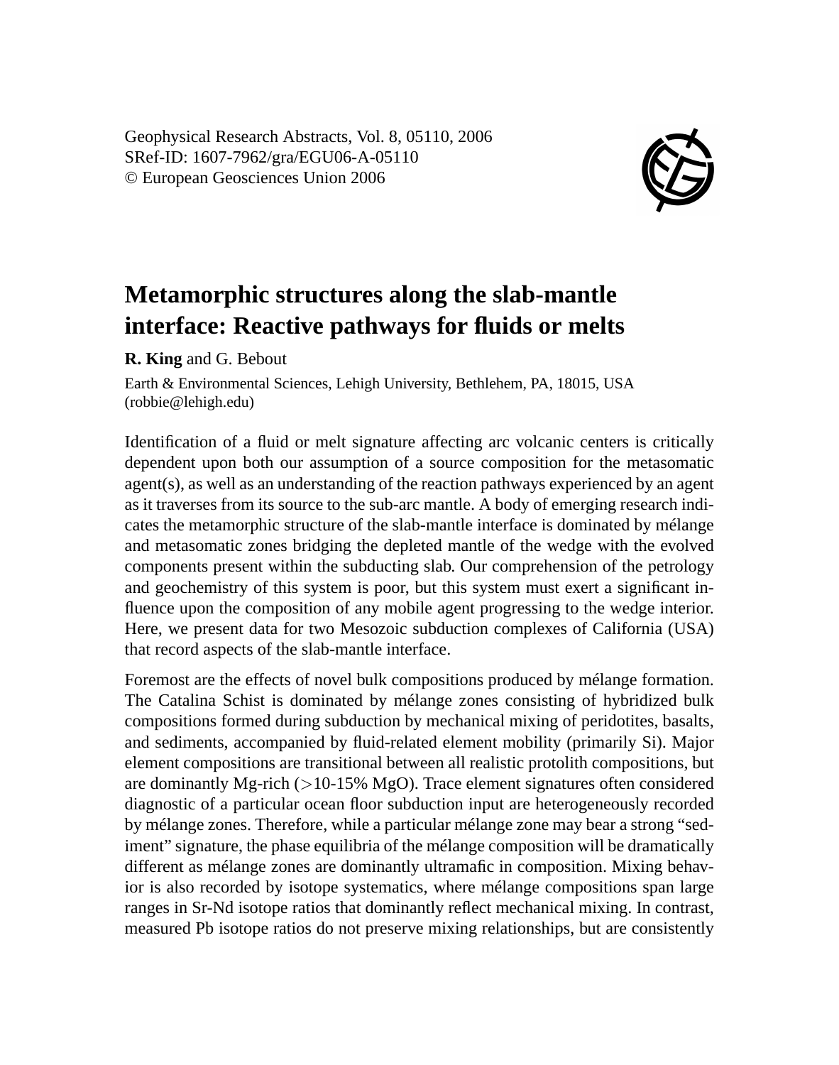Geophysical Research Abstracts, Vol. 8, 05110, 2006
SRef-ID: 1607-7962/gra/EGU06-A-05110
© European Geosciences Union 2006

# Metamorphic structures along the slab-mantle interface: Reactive pathways for fluids or melts

**R. King** and G. Bebout

Earth & Environmental Sciences, Lehigh University, Bethlehem, PA, 18015, USA (robbie@lehigh.edu)

Identification of a fluid or melt signature affecting arc volcanic centers is critically dependent upon both our assumption of a source composition for the metasomatic agent(s), as well as an understanding of the reaction pathways experienced by an agent as it traverses from its source to the sub-arc mantle. A body of emerging research indicates the metamorphic structure of the slab-mantle interface is dominated by mélange and metasomatic zones bridging the depleted mantle of the wedge with the evolved components present within the subducting slab. Our comprehension of the petrology and geochemistry of this system is poor, but this system must exert a significant influence upon the composition of any mobile agent progressing to the wedge interior. Here, we present data for two Mesozoic subduction complexes of California (USA) that record aspects of the slab-mantle interface.

Foremost are the effects of novel bulk compositions produced by mélange formation. The Catalina Schist is dominated by mélange zones consisting of hybridized bulk compositions formed during subduction by mechanical mixing of peridotites, basalts, and sediments, accompanied by fluid-related element mobility (primarily Si). Major element compositions are transitional between all realistic protolith compositions, but are dominantly Mg-rich (>10-15% MgO). Trace element signatures often considered diagnostic of a particular ocean floor subduction input are heterogeneously recorded by mélange zones. Therefore, while a particular mélange zone may bear a strong "sediment" signature, the phase equilibria of the mélange composition will be dramatically different as mélange zones are dominantly ultramafic in composition. Mixing behavior is also recorded by isotope systematics, where mélange compositions span large ranges in Sr-Nd isotope ratios that dominantly reflect mechanical mixing. In contrast, measured Pb isotope ratios do not preserve mixing relationships, but are consistently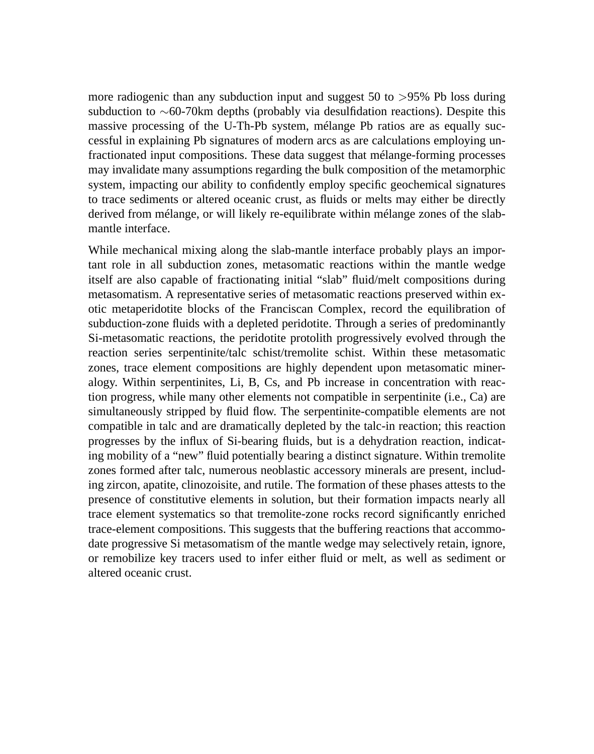more radiogenic than any subduction input and suggest 50 to >95% Pb loss during subduction to ∼60-70km depths (probably via desulfidation reactions). Despite this massive processing of the U-Th-Pb system, mélange Pb ratios are as equally successful in explaining Pb signatures of modern arcs as are calculations employing unfractionated input compositions. These data suggest that mélange-forming processes may invalidate many assumptions regarding the bulk composition of the metamorphic system, impacting our ability to confidently employ specific geochemical signatures to trace sediments or altered oceanic crust, as fluids or melts may either be directly derived from mélange, or will likely re-equilibrate within mélange zones of the slab-mantle interface.

While mechanical mixing along the slab-mantle interface probably plays an important role in all subduction zones, metasomatic reactions within the mantle wedge itself are also capable of fractionating initial "slab" fluid/melt compositions during metasomatism. A representative series of metasomatic reactions preserved within exotic metaperidotite blocks of the Franciscan Complex, record the equilibration of subduction-zone fluids with a depleted peridotite. Through a series of predominantly Si-metasomatic reactions, the peridotite protolith progressively evolved through the reaction series serpentinite/talc schist/tremolite schist. Within these metasomatic zones, trace element compositions are highly dependent upon metasomatic mineralogy. Within serpentinites, Li, B, Cs, and Pb increase in concentration with reaction progress, while many other elements not compatible in serpentinite (i.e., Ca) are simultaneously stripped by fluid flow. The serpentinite-compatible elements are not compatible in talc and are dramatically depleted by the talc-in reaction; this reaction progresses by the influx of Si-bearing fluids, but is a dehydration reaction, indicating mobility of a "new" fluid potentially bearing a distinct signature. Within tremolite zones formed after talc, numerous neoblastic accessory minerals are present, including zircon, apatite, clinozoisite, and rutile. The formation of these phases attests to the presence of constitutive elements in solution, but their formation impacts nearly all trace element systematics so that tremolite-zone rocks record significantly enriched trace-element compositions. This suggests that the buffering reactions that accommodate progressive Si metasomatism of the mantle wedge may selectively retain, ignore, or remobilize key tracers used to infer either fluid or melt, as well as sediment or altered oceanic crust.